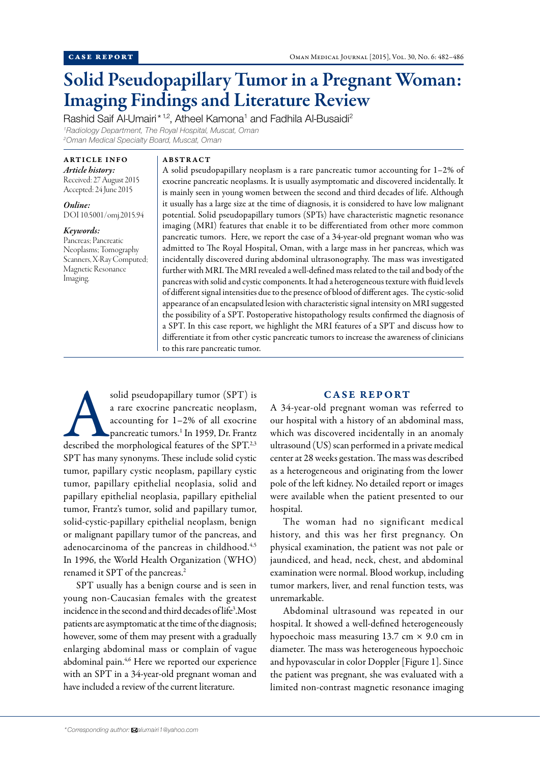CASE REPORT

# Solid Pseudopapillary Tumor in a Pregnant Woman: Imaging Findings and Literature Review

Rashid Saif Al-Umairi*[1,2], Atheel Kamona[1] and Fadhila Al-Busaidi[2]

[1]*Radiology Department, The Royal Hospital, Muscat, Oman*
[2]*Oman Medical Specialty Board, Muscat, Oman*

### ARTICLE INFO

***Article history:***
Received: 27 August 2015
Accepted: 24 June 2015

***Online:***
DOI 10.5001/omj.2015.94

***Keywords:***
Pancreas; Pancreatic Neoplasms; Tomography Scanners, X-Ray Computed; Magnetic Resonance Imaging.

### ABSTRACT

A solid pseudopapillary neoplasm is a rare pancreatic tumor accounting for 1–2% of exocrine pancreatic neoplasms. It is usually asymptomatic and discovered incidentally. It is mainly seen in young women between the second and third decades of life. Although it usually has a large size at the time of diagnosis, it is considered to have low malignant potential. Solid pseudopapillary tumors (SPTs) have characteristic magnetic resonance imaging (MRI) features that enable it to be differentiated from other more common pancreatic tumors. Here, we report the case of a 34-year-old pregnant woman who was admitted to The Royal Hospital, Oman, with a large mass in her pancreas, which was incidentally discovered during abdominal ultrasonography. The mass was investigated further with MRI. The MRI revealed a well-defined mass related to the tail and body of the pancreas with solid and cystic components. It had a heterogeneous texture with fluid levels of different signal intensities due to the presence of blood of different ages. The cystic-solid appearance of an encapsulated lesion with characteristic signal intensity on MRI suggested the possibility of a SPT. Postoperative histopathology results confirmed the diagnosis of a SPT. In this case report, we highlight the MRI features of a SPT and discuss how to differentiate it from other cystic pancreatic tumors to increase the awareness of clinicians to this rare pancreatic tumor.

A solid pseudopapillary tumor (SPT) is a rare exocrine pancreatic neoplasm, accounting for 1–2% of all exocrine pancreatic tumors.[1] In 1959, Dr. Frantz described the morphological features of the SPT.[2,3] SPT has many synonyms. These include solid tumor, papillary cystic neoplasm, papillary cystic tumor, papillary epithelial neoplasia, solid and papillary epithelial neoplasia, papillary epithelial tumor, Frantz's tumor, solid and papillary tumor, solid-cystic-papillary epithelial neoplasm, benign or malignant papillary tumor of the pancreas, and adenocarcinoma of the pancreas in childhood.[4,5] In 1996, the World Health Organization (WHO) renamed it SPT of the pancreas.[2]

SPT usually has a benign course and is seen in young non-Caucasian females with the greatest incidence in the second and third decades of life[3]. Most patients are asymptomatic at the time of the diagnosis; however, some of them may present with a gradually enlarging abdominal mass or complain of vague abdominal pain.[4,6] Here we reported our experience with an SPT in a 34-year-old pregnant woman and have included a review of the current literature.

## CASE REPORT

A 34-year-old pregnant woman was referred to our hospital with a history of an abdominal mass, which was discovered incidentally in an anomaly ultrasound (US) scan performed in a private medical center at 28 weeks gestation. The mass was described as a heterogeneous and originating from the lower pole of the left kidney. No detailed report or images were available when the patient presented to our hospital.

The woman had no significant medical history, and this was her first pregnancy. On physical examination, the patient was not pale or jaundiced, and head, neck, chest, and abdominal examination were normal. Blood workup, including tumor markers, liver, and renal function tests, was unremarkable.

Abdominal ultrasound was repeated in our hospital. It showed a well-defined heterogeneously hypoechoic mass measuring 13.7 cm × 9.0 cm in diameter. The mass was heterogeneous hypoechoic and hypovascular in color Doppler [Figure 1]. Since the patient was pregnant, she was evaluated with a limited non-contrast magnetic resonance imaging

*Corresponding author: alumairi1@yahoo.com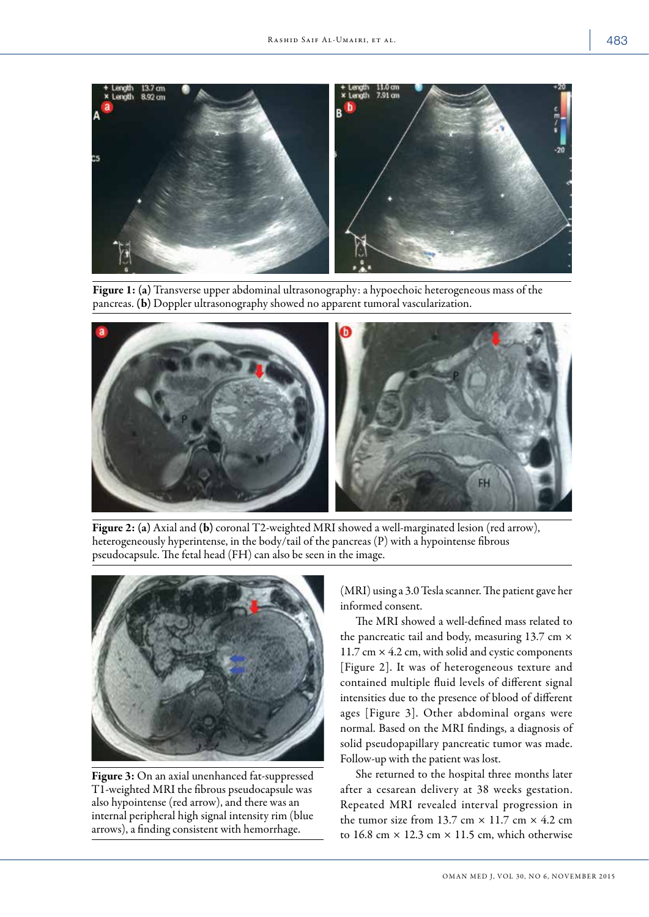**Figure 1:** **(a)** Transverse upper abdominal ultrasonography: a hypoechoic heterogeneous mass of the pancreas. **(b)** Doppler ultrasonography showed no apparent tumoral vascularization.

**Figure 2:** **(a)** Axial and **(b)** coronal T2-weighted MRI showed a well-marginated lesion (red arrow), heterogeneously hyperintense, in the body/tail of the pancreas (P) with a hypointense fibrous pseudocapsule. The fetal head (FH) can also be seen in the image.

**Figure 3:** On an axial unenhanced fat-suppressed T1-weighted MRI the fibrous pseudocapsule was also hypointense (red arrow), and there was an internal peripheral high signal intensity rim (blue arrows), a finding consistent with hemorrhage.

(MRI) using a 3.0 Tesla scanner. The patient gave her informed consent.

The MRI showed a well-defined mass related to the pancreatic tail and body, measuring 13.7 cm × 11.7 cm × 4.2 cm, with solid and cystic components [Figure 2]. It was of heterogeneous texture and contained multiple fluid levels of different signal intensities due to the presence of blood of different ages [Figure 3]. Other abdominal organs were normal. Based on the MRI findings, a diagnosis of solid pseudopapillary pancreatic tumor was made. Follow-up with the patient was lost.

She returned to the hospital three months later after a cesarean delivery at 38 weeks gestation. Repeated MRI revealed interval progression in the tumor size from 13.7 cm × 11.7 cm × 4.2 cm to 16.8 cm × 12.3 cm × 11.5 cm, which otherwise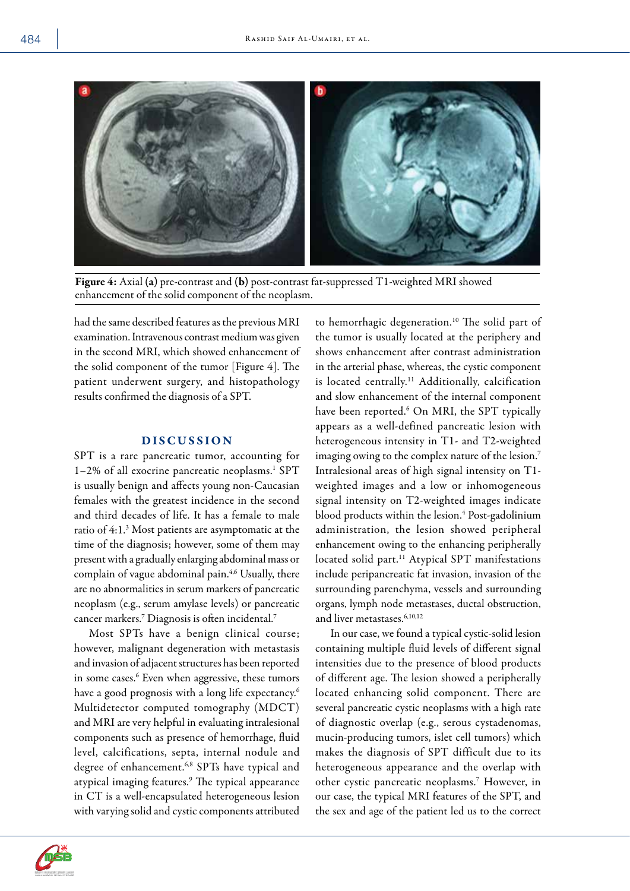Figure 4: Axial (a) pre-contrast and (b) post-contrast fat-suppressed T1-weighted MRI showed enhancement of the solid component of the neoplasm.

had the same described features as the previous MRI examination. Intravenous contrast medium was given in the second MRI, which showed enhancement of the solid component of the tumor [Figure 4]. The patient underwent surgery, and histopathology results confirmed the diagnosis of a SPT.

## DISCUSSION

SPT is a rare pancreatic tumor, accounting for 1–2% of all exocrine pancreatic neoplasms.[1] SPT is usually benign and affects young non-Caucasian females with the greatest incidence in the second and third decades of life. It has a female to male ratio of 4:1.[3] Most patients are asymptomatic at the time of the diagnosis; however, some of them may present with a gradually enlarging abdominal mass or complain of vague abdominal pain.[4,6] Usually, there are no abnormalities in serum markers of pancreatic neoplasm (e.g., serum amylase levels) or pancreatic cancer markers.[7] Diagnosis is often incidental.[7]

Most SPTs have a benign clinical course; however, malignant degeneration with metastasis and invasion of adjacent structures has been reported in some cases.[6] Even when aggressive, these tumors have a good prognosis with a long life expectancy.[6] Multidetector computed tomography (MDCT) and MRI are very helpful in evaluating intralesional components such as presence of hemorrhage, fluid level, calcifications, septa, internal nodule and degree of enhancement.[6,8] SPTs have typical and atypical imaging features.[9] The typical appearance in CT is a well-encapsulated heterogeneous lesion with varying solid and cystic components attributed to hemorrhagic degeneration.[10] The solid part of the tumor is usually located at the periphery and shows enhancement after contrast administration in the arterial phase, whereas, the cystic component is located centrally.[11] Additionally, calcification and slow enhancement of the internal component have been reported.[6] On MRI, the SPT typically appears as a well-defined pancreatic lesion with heterogeneous intensity in T1- and T2-weighted imaging owing to the complex nature of the lesion.[7] Intralesional areas of high signal intensity on T1-weighted images and a low or inhomogeneous signal intensity on T2-weighted images indicate blood products within the lesion.[4] Post-gadolinium administration, the lesion showed peripheral enhancement owing to the enhancing peripherally located solid part.[11] Atypical SPT manifestations include peripancreatic fat invasion, invasion of the surrounding parenchyma, vessels and surrounding organs, lymph node metastases, ductal obstruction, and liver metastases.[6,10,12]

In our case, we found a typical cystic-solid lesion containing multiple fluid levels of different signal intensities due to the presence of blood products of different age. The lesion showed a peripherally located enhancing solid component. There are several pancreatic cystic neoplasms with a high rate of diagnostic overlap (e.g., serous cystadenomas, mucin-producing tumors, islet cell tumors) which makes the diagnosis of SPT difficult due to its heterogeneous appearance and the overlap with other cystic pancreatic neoplasms.[7] However, in our case, the typical MRI features of the SPT, and the sex and age of the patient led us to the correct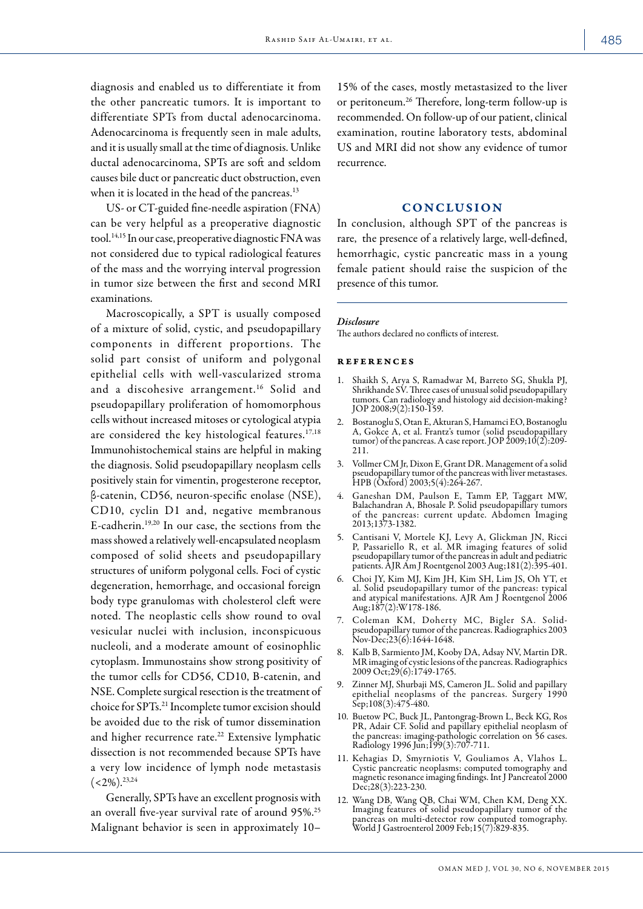diagnosis and enabled us to differentiate it from the other pancreatic tumors. It is important to differentiate SPTs from ductal adenocarcinoma. Adenocarcinoma is frequently seen in male adults, and it is usually small at the time of diagnosis. Unlike ductal adenocarcinoma, SPTs are soft and seldom causes bile duct or pancreatic duct obstruction, even when it is located in the head of the pancreas.[13]

US- or CT-guided fine-needle aspiration (FNA) can be very helpful as a preoperative diagnostic tool.[14,15] In our case, preoperative diagnostic FNA was not considered due to typical radiological features of the mass and the worrying interval progression in tumor size between the first and second MRI examinations.

Macroscopically, a SPT is usually composed of a mixture of solid, cystic, and pseudopapillary components in different proportions. The solid part consist of uniform and polygonal epithelial cells with well-vascularized stroma and a discohesive arrangement.[16] Solid and pseudopapillary proliferation of homomorphous cells without increased mitoses or cytological atypia are considered the key histological features.[17,18] Immunohistochemical stains are helpful in making the diagnosis. Solid pseudopapillary neoplasm cells positively stain for vimentin, progesterone receptor, β-catenin, CD56, neuron-specific enolase (NSE), CD10, cyclin D1 and, negative membranous E-cadherin.[19,20] In our case, the sections from the mass showed a relatively well-encapsulated neoplasm composed of solid sheets and pseudopapillary structures of uniform polygonal cells. Foci of cystic degeneration, hemorrhage, and occasional foreign body type granulomas with cholesterol cleft were noted. The neoplastic cells show round to oval vesicular nuclei with inclusion, inconspicuous nucleoli, and a moderate amount of eosinophlic cytoplasm. Immunostains show strong positivity of the tumor cells for CD56, CD10, B-catenin, and NSE. Complete surgical resection is the treatment of choice for SPTs.[21] Incomplete tumor excision should be avoided due to the risk of tumor dissemination and higher recurrence rate.[22] Extensive lymphatic dissection is not recommended because SPTs have a very low incidence of lymph node metastasis (<2%).[23,24]

Generally, SPTs have an excellent prognosis with an overall five-year survival rate of around 95%.[25] Malignant behavior is seen in approximately 10–15% of the cases, mostly metastasized to the liver or peritoneum.[26] Therefore, long-term follow-up is recommended. On follow-up of our patient, clinical examination, routine laboratory tests, abdominal US and MRI did not show any evidence of tumor recurrence.

## CONCLUSION

In conclusion, although SPT of the pancreas is rare, the presence of a relatively large, well-defined, hemorrhagic, cystic pancreatic mass in a young female patient should raise the suspicion of the presence of this tumor.

### *Disclosure*

The authors declared no conflicts of interest.

## REFERENCES

1. Shaikh S, Arya S, Ramadwar M, Barreto SG, Shukla PJ, Shrikhande SV. Three cases of unusual solid pseudopapillary tumors. Can radiology and histology aid decision-making? JOP 2008;9(2):150-159.
2. Bostanoglu S, Otan E, Akturan S, Hamamci EO, Bostanoglu A, Gokce A, et al. Frantz's tumor (solid pseudopapillary tumor) of the pancreas. A case report. JOP 2009;10(2):209-211.
3. Vollmer CM Jr, Dixon E, Grant DR. Management of a solid pseudopapillary tumor of the pancreas with liver metastases. HPB (Oxford) 2003;5(4):264-267.
4. Ganeshan DM, Paulson E, Tamm EP, Taggart MW, Balachandran A, Bhosale P. Solid pseudopapillary tumors of the pancreas: current update. Abdomen Imaging 2013;1373-1382.
5. Cantisani V, Mortele KJ, Levy A, Glickman JN, Ricci P, Passariello R, et al. MR imaging features of solid pseudopapillary tumor of the pancreas in adult and pediatric patients. AJR Am J Roentgenol 2003 Aug;181(2):395-401.
6. Choi JY, Kim MJ, Kim JH, Kim SH, Lim JS, Oh YT, et al. Solid pseudopapillary tumor of the pancreas: typical and atypical manifestations. AJR Am J Roentgenol 2006 Aug;187(2):W178-186.
7. Coleman KM, Doherty MC, Bigler SA. Solid-pseudopapillary tumor of the pancreas. Radiographics 2003 Nov-Dec;23(6):1644-1648.
8. Kalb B, Sarmiento JM, Kooby DA, Adsay NV, Martin DR. MR imaging of cystic lesions of the pancreas. Radiographics 2009 Oct;29(6):1749-1765.
9. Zinner MJ, Shurbaji MS, Cameron JL. Solid and papillary epithelial neoplasms of the pancreas. Surgery 1990 Sep;108(3):475-480.
10. Buetow PC, Buck JL, Pantongrag-Brown L, Beck KG, Ros PR, Adair CF. Solid and papillary epithelial neoplasm of the pancreas: imaging-pathologic correlation on 56 cases. Radiology 1996 Jun;199(3):707-711.
11. Kehagias D, Smyrniotis V, Gouliamos A, Vlahos L. Cystic pancreatic neoplasms: computed tomography and magnetic resonance imaging findings. Int J Pancreatol 2000 Dec;28(3):223-230.
12. Wang DB, Wang QB, Chai WM, Chen KM, Deng XX. Imaging features of solid pseudopapillary tumor of the pancreas on multi-detector row computed tomography. World J Gastroenterol 2009 Feb;15(7):829-835.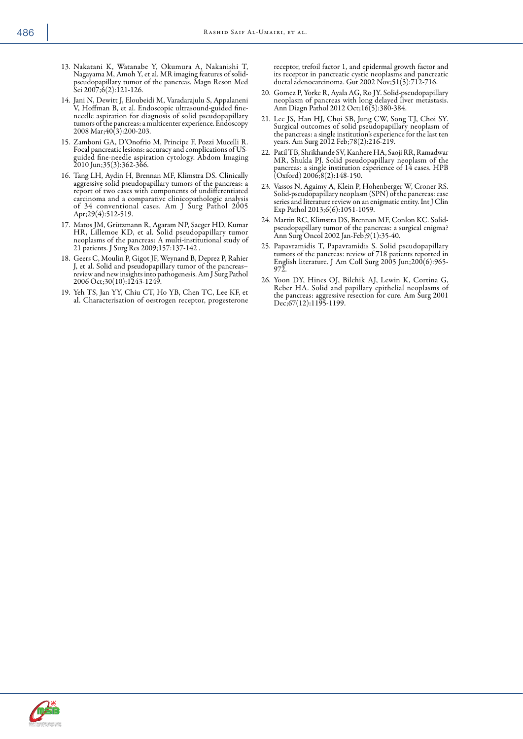13. Nakatani K, Watanabe Y, Okumura A, Nakanishi T, Nagayama M, Amoh Y, et al. MR imaging features of solid-pseudopapillary tumor of the pancreas. Magn Reson Med Sci 2007;6(2):121-126.
14. Jani N, Dewitt J, Eloubeidi M, Varadarajulu S, Appalaneni V, Hoffman B, et al. Endoscopic ultrasound-guided fine-needle aspiration for diagnosis of solid pseudopapillary tumors of the pancreas: a multicenter experience. Endoscopy 2008 Mar;40(3):200-203.
15. Zamboni GA, D'Onofrio M, Principe F, Pozzi Mucelli R. Focal pancreatic lesions: accuracy and complications of US-guided fine-needle aspiration cytology. Abdom Imaging 2010 Jun;35(3):362-366.
16. Tang LH, Aydin H, Brennan MF, Klimstra DS. Clinically aggressive solid pseudopapillary tumors of the pancreas: a report of two cases with components of undifferentiated carcinoma and a comparative clinicopathologic analysis of 34 conventional cases. Am J Surg Pathol 2005 Apr;29(4):512-519.
17. Matos JM, Grützmann R, Agaram NP, Saeger HD, Kumar HR, Lillemoe KD, et al. Solid pseudopapillary tumor neoplasms of the pancreas: A multi-institutional study of 21 patients. J Surg Res 2009;157:137-142 .
18. Geers C, Moulin P, Gigot JF, Weynand B, Deprez P, Rahier J, et al. Solid and pseudopapillary tumor of the pancreas–review and new insights into pathogenesis. Am J Surg Pathol 2006 Oct;30(10):1243-1249.
19. Yeh TS, Jan YY, Chiu CT, Ho YB, Chen TC, Lee KF, et al. Characterisation of oestrogen receptor, progesterone receptor, trefoil factor 1, and epidermal growth factor and its receptor in pancreatic cystic neoplasms and pancreatic ductal adenocarcinoma. Gut 2002 Nov;51(5):712-716.
20. Gomez P, Yorke R, Ayala AG, Ro JY. Solid-pseudopapillary neoplasm of pancreas with long delayed liver metastasis. Ann Diagn Pathol 2012 Oct;16(5):380-384.
21. Lee JS, Han HJ, Choi SB, Jung CW, Song TJ, Choi SY. Surgical outcomes of solid pseudopapillary neoplasm of the pancreas: a single institution's experience for the last ten years. Am Surg 2012 Feb;78(2):216-219.
22. Patil TB, Shrikhande SV, Kanhere HA, Saoji RR, Ramadwar MR, Shukla PJ. Solid pseudopapillary neoplasm of the pancreas: a single institution experience of 14 cases. HPB (Oxford) 2006;8(2):148-150.
23. Vassos N, Agaimy A, Klein P, Hohenberger W, Croner RS. Solid-pseudopapillary neoplasm (SPN) of the pancreas: case series and literature review on an enigmatic entity. Int J Clin Exp Pathol 2013;6(6):1051-1059.
24. Martin RC, Klimstra DS, Brennan MF, Conlon KC. Solid-pseudopapillary tumor of the pancreas: a surgical enigma? Ann Surg Oncol 2002 Jan-Feb;9(1):35-40.
25. Papavramidis T, Papavramidis S. Solid pseudopapillary tumors of the pancreas: review of 718 patients reported in English literature. J Am Coll Surg 2005 Jun;200(6):965-972.
26. Yoon DY, Hines OJ, Bilchik AJ, Lewin K, Cortina G, Reber HA. Solid and papillary epithelial neoplasms of the pancreas: aggressive resection for cure. Am Surg 2001 Dec;67(12):1195-1199.